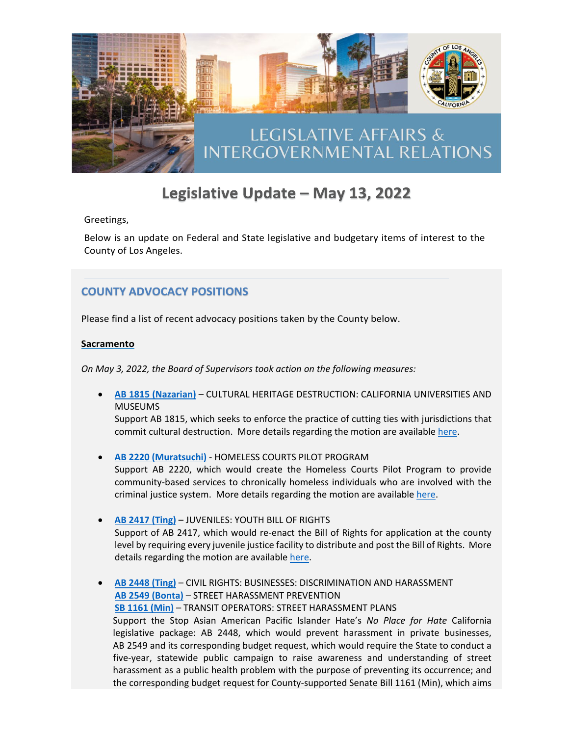LEGISLATIVE AFFAIRS & INTERGOVERNMENTAL RELATIONS

# Legislative Update – May 13, 2022

Greetings,

Below is an update on Federal and State legislative and budgetary items of interest to the County of Los Angeles.

## COUNTY ADVOCACY POSITIONS

Please find a list of recent advocacy positions taken by the County below.

**Sacramento**

*On May 3, 2022, the Board of Supervisors took action on the following measures:*

- **AB 1815 (Nazarian)** – CULTURAL HERITAGE DESTRUCTION: CALIFORNIA UNIVERSITIES AND MUSEUMS
  Support AB 1815, which seeks to enforce the practice of cutting ties with jurisdictions that commit cultural destruction. More details regarding the motion are available here.

- **AB 2220 (Muratsuchi)** - HOMELESS COURTS PILOT PROGRAM
  Support AB 2220, which would create the Homeless Courts Pilot Program to provide community-based services to chronically homeless individuals who are involved with the criminal justice system. More details regarding the motion are available here.

- **AB 2417 (Ting)** – JUVENILES: YOUTH BILL OF RIGHTS
  Support of AB 2417, which would re-enact the Bill of Rights for application at the county level by requiring every juvenile justice facility to distribute and post the Bill of Rights. More details regarding the motion are available here.

- **AB 2448 (Ting)** – CIVIL RIGHTS: BUSINESSES: DISCRIMINATION AND HARASSMENT
  **AB 2549 (Bonta)** – STREET HARASSMENT PREVENTION
  **SB 1161 (Min)** – TRANSIT OPERATORS: STREET HARASSMENT PLANS
  Support the Stop Asian American Pacific Islander Hate's *No Place for Hate* California legislative package: AB 2448, which would prevent harassment in private businesses, AB 2549 and its corresponding budget request, which would require the State to conduct a five-year, statewide public campaign to raise awareness and understanding of street harassment as a public health problem with the purpose of preventing its occurrence; and the corresponding budget request for County-supported Senate Bill 1161 (Min), which aims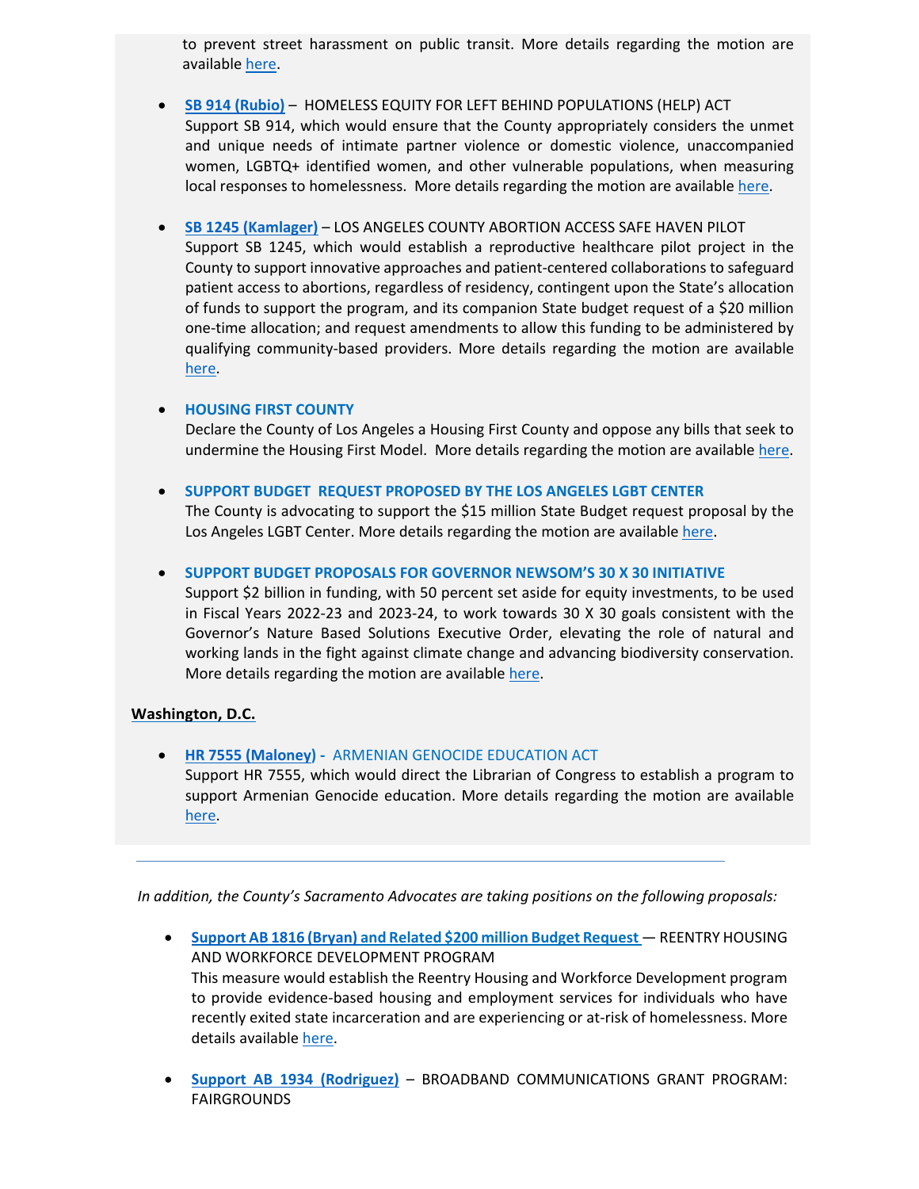to prevent street harassment on public transit. More details regarding the motion are available here.

- **SB 914 (Rubio)** – HOMELESS EQUITY FOR LEFT BEHIND POPULATIONS (HELP) ACT
  Support SB 914, which would ensure that the County appropriately considers the unmet and unique needs of intimate partner violence or domestic violence, unaccompanied women, LGBTQ+ identified women, and other vulnerable populations, when measuring local responses to homelessness. More details regarding the motion are available here.

- **SB 1245 (Kamlager)** – LOS ANGELES COUNTY ABORTION ACCESS SAFE HAVEN PILOT
  Support SB 1245, which would establish a reproductive healthcare pilot project in the County to support innovative approaches and patient-centered collaborations to safeguard patient access to abortions, regardless of residency, contingent upon the State's allocation of funds to support the program, and its companion State budget request of a $20 million one-time allocation; and request amendments to allow this funding to be administered by qualifying community-based providers. More details regarding the motion are available here.

- **HOUSING FIRST COUNTY**
  Declare the County of Los Angeles a Housing First County and oppose any bills that seek to undermine the Housing First Model. More details regarding the motion are available here.

- **SUPPORT BUDGET REQUEST PROPOSED BY THE LOS ANGELES LGBT CENTER**
  The County is advocating to support the $15 million State Budget request proposal by the Los Angeles LGBT Center. More details regarding the motion are available here.

- **SUPPORT BUDGET PROPOSALS FOR GOVERNOR NEWSOM'S 30 X 30 INITIATIVE**
  Support $2 billion in funding, with 50 percent set aside for equity investments, to be used in Fiscal Years 2022-23 and 2023-24, to work towards 30 X 30 goals consistent with the Governor's Nature Based Solutions Executive Order, elevating the role of natural and working lands in the fight against climate change and advancing biodiversity conservation. More details regarding the motion are available here.

**Washington, D.C.**

- **HR 7555 (Maloney) -** ARMENIAN GENOCIDE EDUCATION ACT
  Support HR 7555, which would direct the Librarian of Congress to establish a program to support Armenian Genocide education. More details regarding the motion are available here.

---

*In addition, the County's Sacramento Advocates are taking positions on the following proposals:*

- **Support AB 1816 (Bryan) and Related $200 million Budget Request** — REENTRY HOUSING AND WORKFORCE DEVELOPMENT PROGRAM
  This measure would establish the Reentry Housing and Workforce Development program to provide evidence-based housing and employment services for individuals who have recently exited state incarceration and are experiencing or at-risk of homelessness. More details available here.

- **Support AB 1934 (Rodriguez)** – BROADBAND COMMUNICATIONS GRANT PROGRAM: FAIRGROUNDS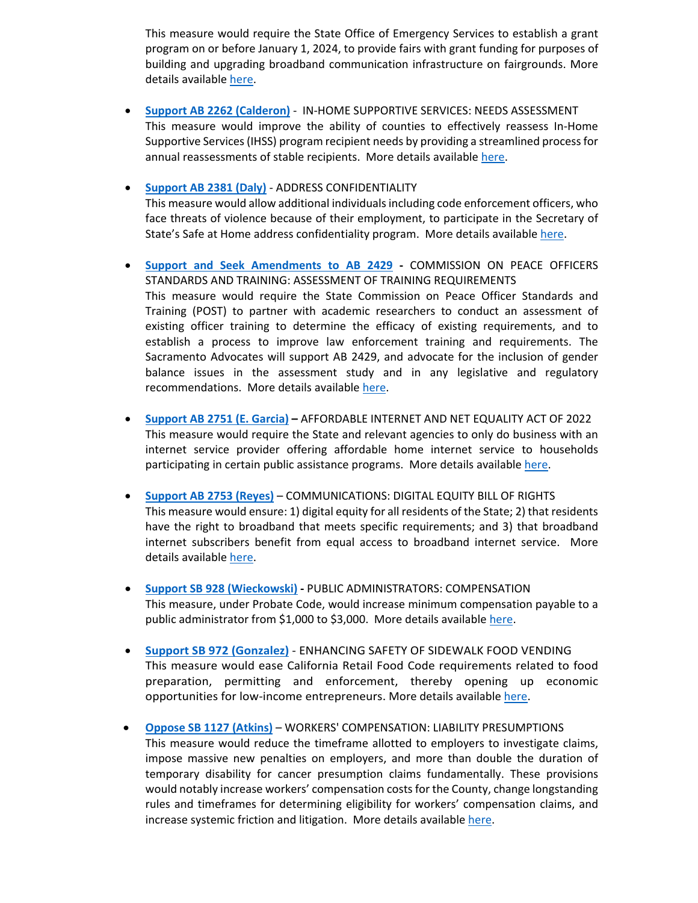This measure would require the State Office of Emergency Services to establish a grant program on or before January 1, 2024, to provide fairs with grant funding for purposes of building and upgrading broadband communication infrastructure on fairgrounds. More details available here.

- **Support AB 2262 (Calderon)** - IN-HOME SUPPORTIVE SERVICES: NEEDS ASSESSMENT
  This measure would improve the ability of counties to effectively reassess In-Home Supportive Services (IHSS) program recipient needs by providing a streamlined process for annual reassessments of stable recipients. More details available here.

- **Support AB 2381 (Daly)** - ADDRESS CONFIDENTIALITY
  This measure would allow additional individuals including code enforcement officers, who face threats of violence because of their employment, to participate in the Secretary of State's Safe at Home address confidentiality program. More details available here.

- **Support and Seek Amendments to AB 2429** - COMMISSION ON PEACE OFFICERS STANDARDS AND TRAINING: ASSESSMENT OF TRAINING REQUIREMENTS
  This measure would require the State Commission on Peace Officer Standards and Training (POST) to partner with academic researchers to conduct an assessment of existing officer training to determine the efficacy of existing requirements, and to establish a process to improve law enforcement training and requirements. The Sacramento Advocates will support AB 2429, and advocate for the inclusion of gender balance issues in the assessment study and in any legislative and regulatory recommendations. More details available here.

- **Support AB 2751 (E. Garcia)** – AFFORDABLE INTERNET AND NET EQUALITY ACT OF 2022
  This measure would require the State and relevant agencies to only do business with an internet service provider offering affordable home internet service to households participating in certain public assistance programs. More details available here.

- **Support AB 2753 (Reyes)** – COMMUNICATIONS: DIGITAL EQUITY BILL OF RIGHTS
  This measure would ensure: 1) digital equity for all residents of the State; 2) that residents have the right to broadband that meets specific requirements; and 3) that broadband internet subscribers benefit from equal access to broadband internet service. More details available here.

- **Support SB 928 (Wieckowski)** - PUBLIC ADMINISTRATORS: COMPENSATION
  This measure, under Probate Code, would increase minimum compensation payable to a public administrator from $1,000 to $3,000. More details available here.

- **Support SB 972 (Gonzalez)** - ENHANCING SAFETY OF SIDEWALK FOOD VENDING
  This measure would ease California Retail Food Code requirements related to food preparation, permitting and enforcement, thereby opening up economic opportunities for low-income entrepreneurs. More details available here.

- **Oppose SB 1127 (Atkins)** – WORKERS' COMPENSATION: LIABILITY PRESUMPTIONS
  This measure would reduce the timeframe allotted to employers to investigate claims, impose massive new penalties on employers, and more than double the duration of temporary disability for cancer presumption claims fundamentally. These provisions would notably increase workers' compensation costs for the County, change longstanding rules and timeframes for determining eligibility for workers' compensation claims, and increase systemic friction and litigation. More details available here.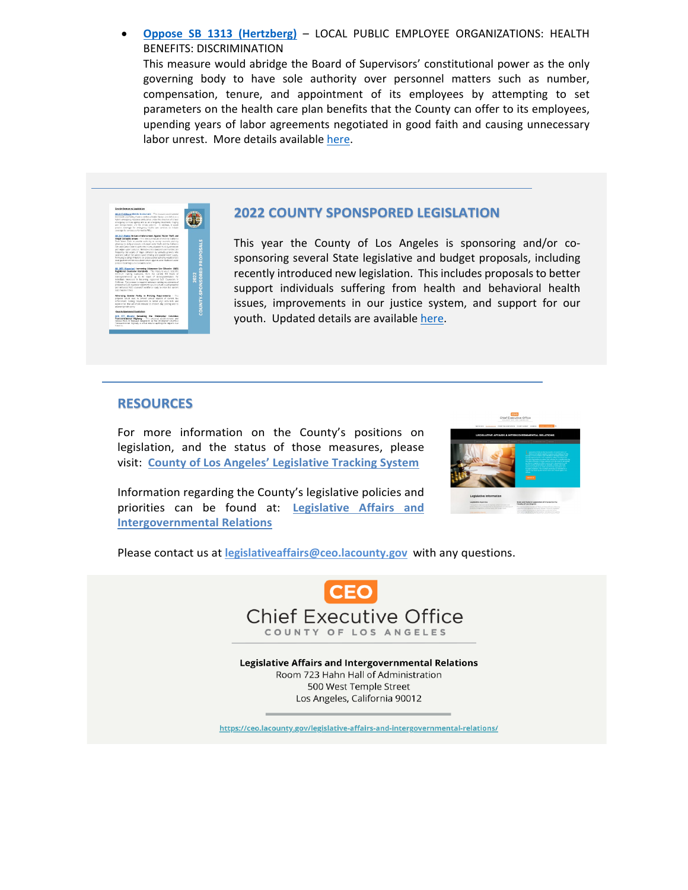- **Oppose SB 1313 (Hertzberg)** – LOCAL PUBLIC EMPLOYEE ORGANIZATIONS: HEALTH BENEFITS: DISCRIMINATION
  This measure would abridge the Board of Supervisors' constitutional power as the only governing body to have sole authority over personnel matters such as number, compensation, tenure, and appointment of its employees by attempting to set parameters on the health care plan benefits that the County can offer to its employees, upending years of labor agreements negotiated in good faith and causing unnecessary labor unrest. More details available here.

## 2022 COUNTY SPONSORED LEGISLATION

This year the County of Los Angeles is sponsoring and/or co-sponsoring several State legislative and budget proposals, including recently introduced new legislation. This includes proposals to better support individuals suffering from health and behavioral health issues, improvements in our justice system, and support for our youth. Updated details are available here.

## RESOURCES

For more information on the County's positions on legislation, and the status of those measures, please visit: **County of Los Angeles' Legislative Tracking System**

Information regarding the County's legislative policies and priorities can be found at: **Legislative Affairs and Intergovernmental Relations**

Please contact us at **legislativeaffairs@ceo.lacounty.gov** with any questions.

CEO
Chief Executive Office
COUNTY OF LOS ANGELES

**Legislative Affairs and Intergovernmental Relations**
Room 723 Hahn Hall of Administration
500 West Temple Street
Los Angeles, California 90012

https://ceo.lacounty.gov/legislative-affairs-and-intergovernmental-relations/